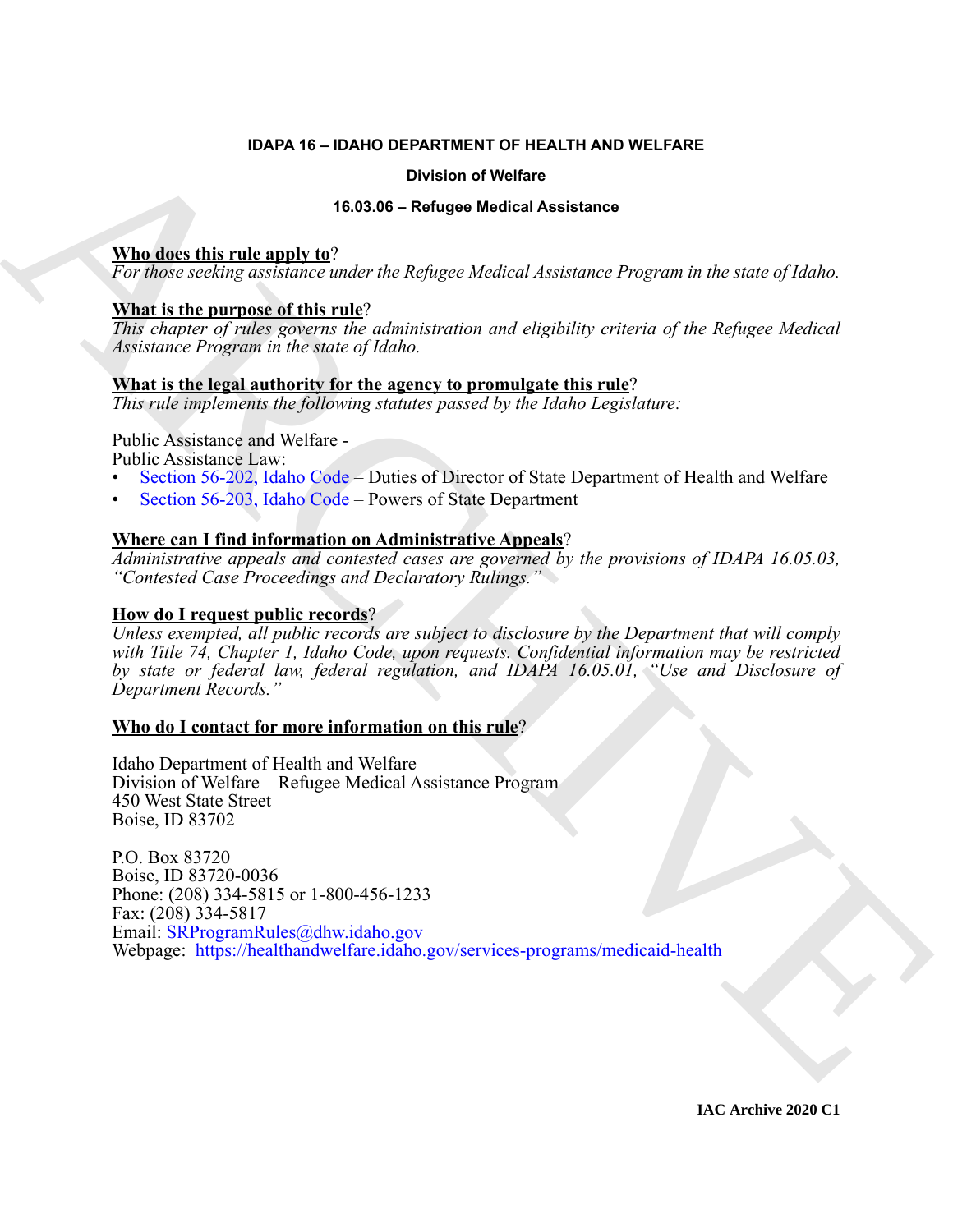**IDAPA 16 – IDAHO DEPARTMENT OF HEALTH AND WELFARE**

**Division of Welfare**

**16.03.06 – Refugee Medical Assistance**

**Who does this rule apply to**?

*For those seeking assistance under the Refugee Medical Assistance Program in the state of Idaho.*

**What is the purpose of this rule**?

*This chapter of rules governs the administration and eligibility criteria of the Refugee Medical Assistance Program in the state of Idaho.*

**What is the legal authority for the agency to promulgate this rule**?

*This rule implements the following statutes passed by the Idaho Legislature:*

Public Assistance and Welfare -
Public Assistance Law:

- Section 56-202, Idaho Code – Duties of Director of State Department of Health and Welfare
- Section 56-203, Idaho Code – Powers of State Department

**Where can I find information on Administrative Appeals**?

*Administrative appeals and contested cases are governed by the provisions of IDAPA 16.05.03, "Contested Case Proceedings and Declaratory Rulings."*

**How do I request public records**?

*Unless exempted, all public records are subject to disclosure by the Department that will comply with Title 74, Chapter 1, Idaho Code, upon requests. Confidential information may be restricted by state or federal law, federal regulation, and IDAPA 16.05.01, "Use and Disclosure of Department Records."*

**Who do I contact for more information on this rule**?

Idaho Department of Health and Welfare
Division of Welfare – Refugee Medical Assistance Program
450 West State Street
Boise, ID 83702

P.O. Box 83720
Boise, ID 83720-0036
Phone: (208) 334-5815 or 1-800-456-1233
Fax: (208) 334-5817
Email: SRProgramRules@dhw.idaho.gov
Webpage: https://healthandwelfare.idaho.gov/services-programs/medicaid-health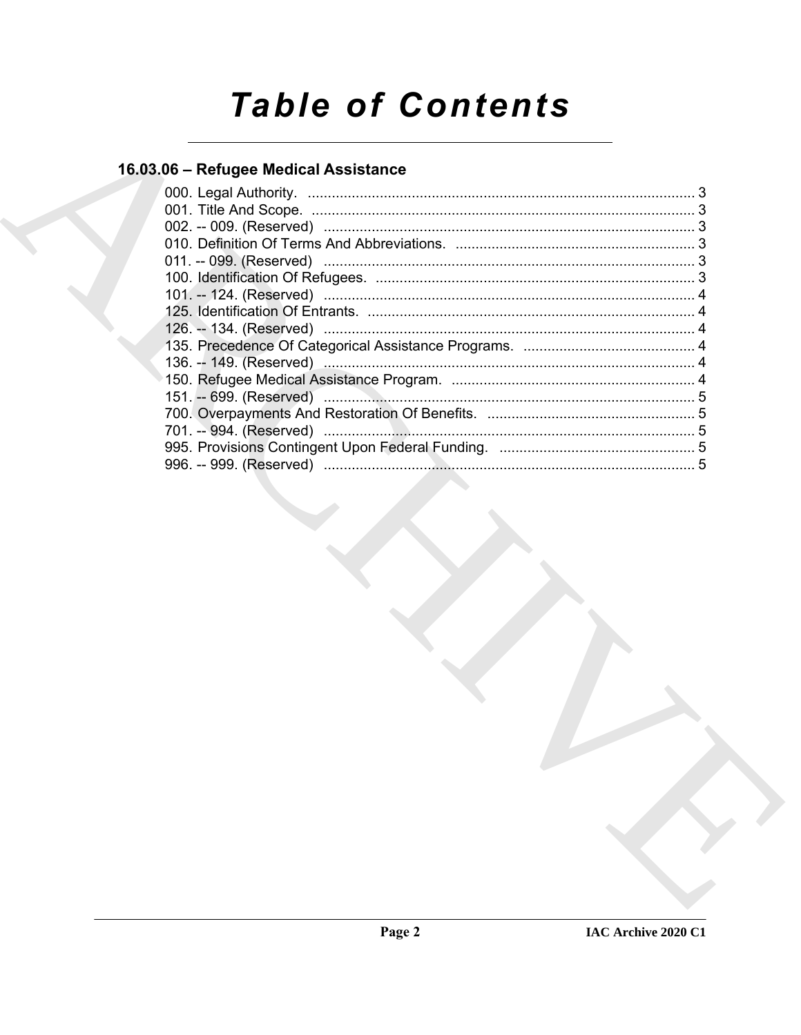# Table of Contents

## 16.03.06 – Refugee Medical Assistance

000. Legal Authority. ........................................................................................ 3
001. Title And Scope. ......................................................................................... 3
002. -- 009. (Reserved) ....................................................................................... 3
010. Definition Of Terms And Abbreviations. ...................................................... 3
011. -- 099. (Reserved) ....................................................................................... 3
100. Identification Of Refugees. ......................................................................... 3
101. -- 124. (Reserved) ....................................................................................... 4
125. Identification Of Entrants. ........................................................................... 4
126. -- 134. (Reserved) ....................................................................................... 4
135. Precedence Of Categorical Assistance Programs. ...................................... 4
136. -- 149. (Reserved) ....................................................................................... 4
150. Refugee Medical Assistance Program. ........................................................ 4
151. -- 699. (Reserved) ....................................................................................... 5
700. Overpayments And Restoration Of Benefits. ............................................... 5
701. -- 994. (Reserved) ....................................................................................... 5
995. Provisions Contingent Upon Federal Funding. ............................................ 5
996. -- 999. (Reserved) ....................................................................................... 5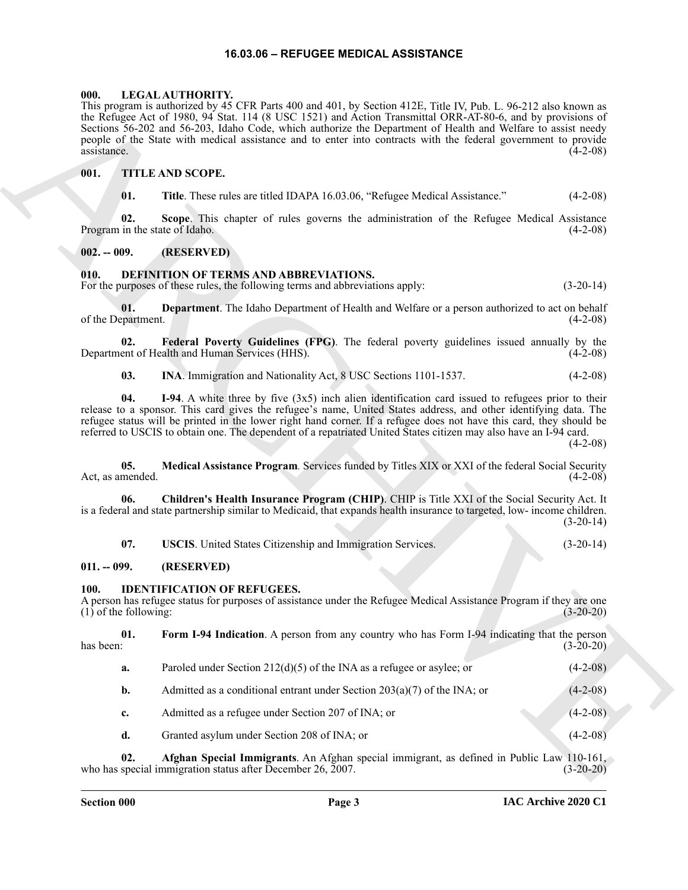# 16.03.06 – REFUGEE MEDICAL ASSISTANCE

## 000. LEGAL AUTHORITY.

This program is authorized by 45 CFR Parts 400 and 401, by Section 412E, Title IV, Pub. L. 96-212 also known as the Refugee Act of 1980, 94 Stat. 114 (8 USC 1521) and Action Transmittal ORR-AT-80-6, and by provisions of Sections 56-202 and 56-203, Idaho Code, which authorize the Department of Health and Welfare to assist needy people of the State with medical assistance and to enter into contracts with the federal government to provide assistance. (4-2-08)

## 001. TITLE AND SCOPE.

**01. Title**. These rules are titled IDAPA 16.03.06, "Refugee Medical Assistance." (4-2-08)

**02. Scope**. This chapter of rules governs the administration of the Refugee Medical Assistance Program in the state of Idaho. (4-2-08)

## 002. -- 009. (RESERVED)

## 010. DEFINITION OF TERMS AND ABBREVIATIONS.

For the purposes of these rules, the following terms and abbreviations apply: (3-20-14)

**01. Department**. The Idaho Department of Health and Welfare or a person authorized to act on behalf of the Department. (4-2-08)

**02. Federal Poverty Guidelines (FPG)**. The federal poverty guidelines issued annually by the Department of Health and Human Services (HHS). (4-2-08)

**03. INA**. Immigration and Nationality Act, 8 USC Sections 1101-1537. (4-2-08)

**04. I-94**. A white three by five (3x5) inch alien identification card issued to refugees prior to their release to a sponsor. This card gives the refugee's name, United States address, and other identifying data. The refugee status will be printed in the lower right hand corner. If a refugee does not have this card, they should be referred to USCIS to obtain one. The dependent of a repatriated United States citizen may also have an I-94 card. (4-2-08)

**05. Medical Assistance Program**. Services funded by Titles XIX or XXI of the federal Social Security Act, as amended. (4-2-08)

**06. Children's Health Insurance Program (CHIP)**. CHIP is Title XXI of the Social Security Act. It is a federal and state partnership similar to Medicaid, that expands health insurance to targeted, low- income children. (3-20-14)

**07. USCIS**. United States Citizenship and Immigration Services. (3-20-14)

## 011. -- 099. (RESERVED)

## 100. IDENTIFICATION OF REFUGEES.

A person has refugee status for purposes of assistance under the Refugee Medical Assistance Program if they are one (1) of the following: (3-20-20)

**01. Form I-94 Indication**. A person from any country who has Form I-94 indicating that the person has been: (3-20-20)

**a.** Paroled under Section 212(d)(5) of the INA as a refugee or asylee; or (4-2-08)

**b.** Admitted as a conditional entrant under Section 203(a)(7) of the INA; or (4-2-08)

**c.** Admitted as a refugee under Section 207 of INA; or (4-2-08)

**d.** Granted asylum under Section 208 of INA; or (4-2-08)

**02. Afghan Special Immigrants**. An Afghan special immigrant, as defined in Public Law 110-161, who has special immigration status after December 26, 2007. (3-20-20)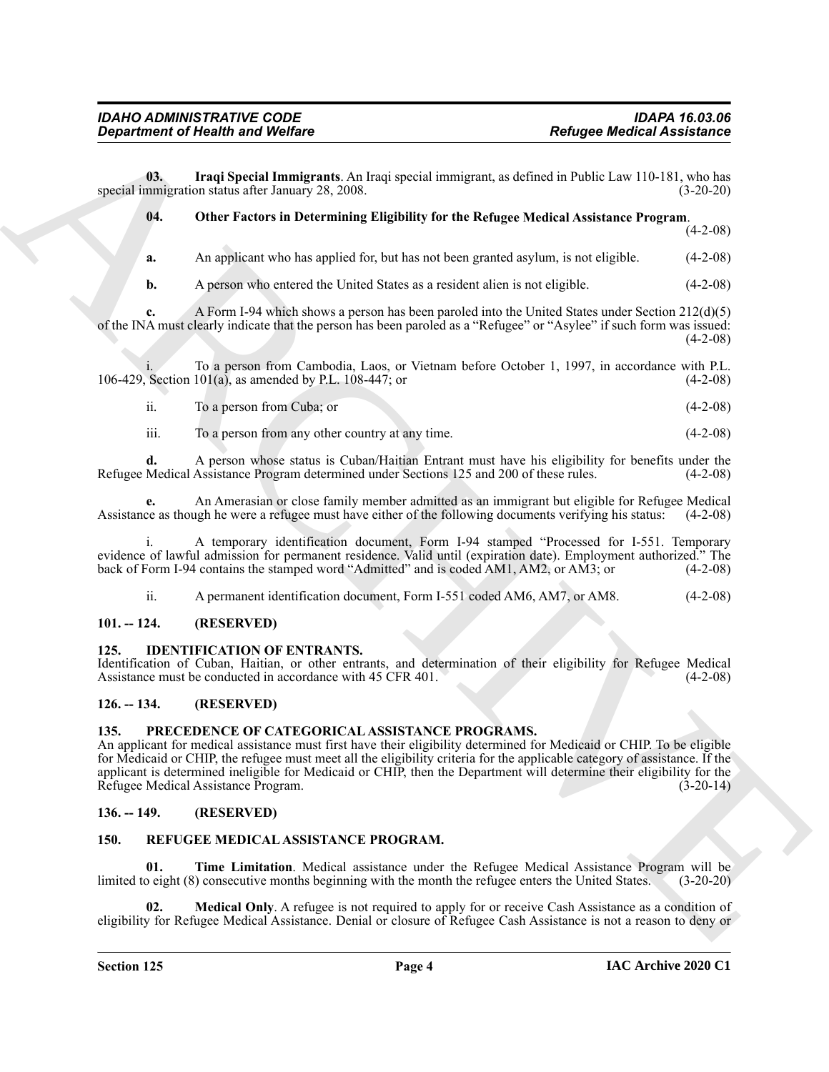**03. Iraqi Special Immigrants**. An Iraqi special immigrant, as defined in Public Law 110-181, who has special immigration status after January 28, 2008. (3-20-20)

**04. Other Factors in Determining Eligibility for the Refugee Medical Assistance Program**. (4-2-08)

**a.** An applicant who has applied for, but has not been granted asylum, is not eligible. (4-2-08)

**b.** A person who entered the United States as a resident alien is not eligible. (4-2-08)

**c.** A Form I-94 which shows a person has been paroled into the United States under Section 212(d)(5) of the INA must clearly indicate that the person has been paroled as a "Refugee" or "Asylee" if such form was issued: (4-2-08)

i. To a person from Cambodia, Laos, or Vietnam before October 1, 1997, in accordance with P.L. 106-429, Section 101(a), as amended by P.L. 108-447; or (4-2-08)

ii. To a person from Cuba; or (4-2-08)

iii. To a person from any other country at any time. (4-2-08)

**d.** A person whose status is Cuban/Haitian Entrant must have his eligibility for benefits under the Refugee Medical Assistance Program determined under Sections 125 and 200 of these rules. (4-2-08)

**e.** An Amerasian or close family member admitted as an immigrant but eligible for Refugee Medical Assistance as though he were a refugee must have either of the following documents verifying his status: (4-2-08)

i. A temporary identification document, Form I-94 stamped "Processed for I-551. Temporary evidence of lawful admission for permanent residence. Valid until (expiration date). Employment authorized." The back of Form I-94 contains the stamped word "Admitted" and is coded AM1, AM2, or AM3; or (4-2-08)

ii. A permanent identification document, Form I-551 coded AM6, AM7, or AM8. (4-2-08)

## 101. -- 124. (RESERVED)

## 125. IDENTIFICATION OF ENTRANTS.

Identification of Cuban, Haitian, or other entrants, and determination of their eligibility for Refugee Medical Assistance must be conducted in accordance with 45 CFR 401. (4-2-08)

## 126. -- 134. (RESERVED)

## 135. PRECEDENCE OF CATEGORICAL ASSISTANCE PROGRAMS.

An applicant for medical assistance must first have their eligibility determined for Medicaid or CHIP. To be eligible for Medicaid or CHIP, the refugee must meet all the eligibility criteria for the applicable category of assistance. If the applicant is determined ineligible for Medicaid or CHIP, then the Department will determine their eligibility for the Refugee Medical Assistance Program. (3-20-14)

## 136. -- 149. (RESERVED)

## 150. REFUGEE MEDICAL ASSISTANCE PROGRAM.

**01. Time Limitation**. Medical assistance under the Refugee Medical Assistance Program will be limited to eight (8) consecutive months beginning with the month the refugee enters the United States. (3-20-20)

**02. Medical Only**. A refugee is not required to apply for or receive Cash Assistance as a condition of eligibility for Refugee Medical Assistance. Denial or closure of Refugee Cash Assistance is not a reason to deny or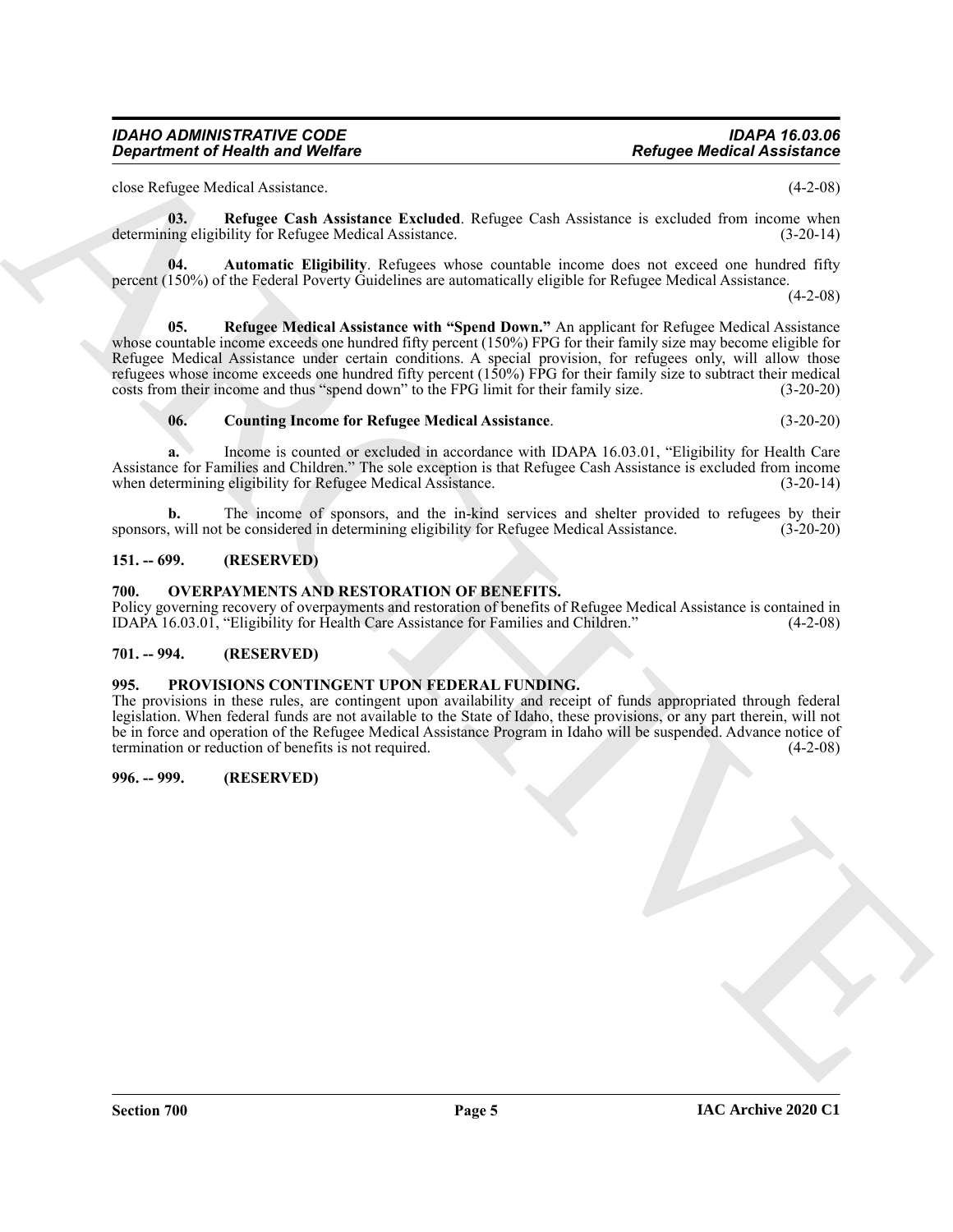close Refugee Medical Assistance. (4-2-08)

**03. Refugee Cash Assistance Excluded**. Refugee Cash Assistance is excluded from income when determining eligibility for Refugee Medical Assistance. (3-20-14)

**04. Automatic Eligibility**. Refugees whose countable income does not exceed one hundred fifty percent (150%) of the Federal Poverty Guidelines are automatically eligible for Refugee Medical Assistance. (4-2-08)

**05. Refugee Medical Assistance with "Spend Down."** An applicant for Refugee Medical Assistance whose countable income exceeds one hundred fifty percent (150%) FPG for their family size may become eligible for Refugee Medical Assistance under certain conditions. A special provision, for refugees only, will allow those refugees whose income exceeds one hundred fifty percent (150%) FPG for their family size to subtract their medical costs from their income and thus "spend down" to the FPG limit for their family size. (3-20-20)

**06. Counting Income for Refugee Medical Assistance**. (3-20-20)

**a.** Income is counted or excluded in accordance with IDAPA 16.03.01, "Eligibility for Health Care Assistance for Families and Children." The sole exception is that Refugee Cash Assistance is excluded from income when determining eligibility for Refugee Medical Assistance. (3-20-14)

**b.** The income of sponsors, and the in-kind services and shelter provided to refugees by their sponsors, will not be considered in determining eligibility for Refugee Medical Assistance. (3-20-20)

## 151. -- 699. (RESERVED)

## 700. OVERPAYMENTS AND RESTORATION OF BENEFITS.

Policy governing recovery of overpayments and restoration of benefits of Refugee Medical Assistance is contained in IDAPA 16.03.01, "Eligibility for Health Care Assistance for Families and Children." (4-2-08)

## 701. -- 994. (RESERVED)

## 995. PROVISIONS CONTINGENT UPON FEDERAL FUNDING.

The provisions in these rules, are contingent upon availability and receipt of funds appropriated through federal legislation. When federal funds are not available to the State of Idaho, these provisions, or any part therein, will not be in force and operation of the Refugee Medical Assistance Program in Idaho will be suspended. Advance notice of termination or reduction of benefits is not required. (4-2-08)

## 996. -- 999. (RESERVED)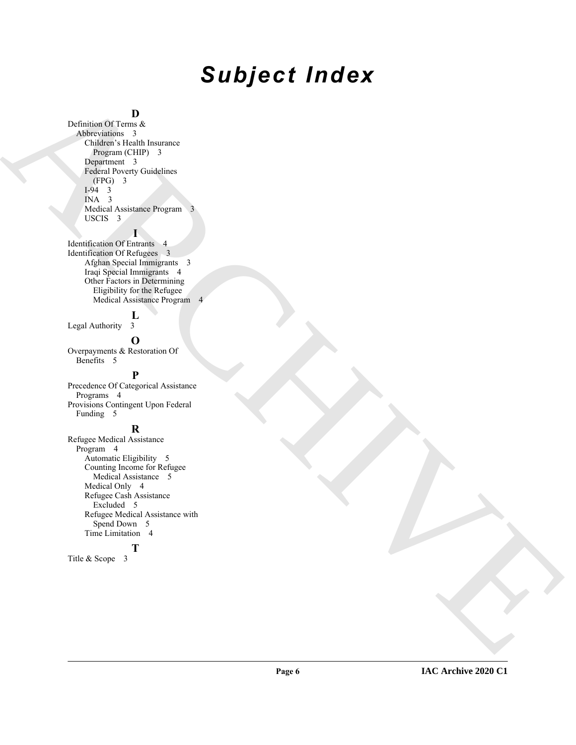# *Subject Index*

**D**

Definition Of Terms & Abbreviations 3
- Children's Health Insurance Program (CHIP) 3
- Department 3
- Federal Poverty Guidelines (FPG) 3
- I-94 3
- INA 3
- Medical Assistance Program 3
- USCIS 3

**I**

Identification Of Entrants 4

Identification Of Refugees 3
- Afghan Special Immigrants 3
- Iraqi Special Immigrants 4
- Other Factors in Determining Eligibility for the Refugee Medical Assistance Program 4

**L**

Legal Authority 3

**O**

Overpayments & Restoration Of Benefits 5

**P**

Precedence Of Categorical Assistance Programs 4

Provisions Contingent Upon Federal Funding 5

**R**

Refugee Medical Assistance Program 4
- Automatic Eligibility 5
- Counting Income for Refugee Medical Assistance 5
- Medical Only 4
- Refugee Cash Assistance Excluded 5
- Refugee Medical Assistance with Spend Down 5
- Time Limitation 4

**T**

Title & Scope 3